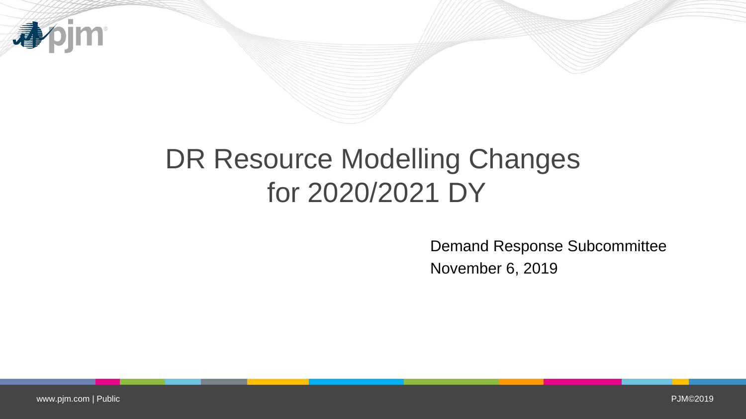# DR Resource Modelling Changes for 2020/2021 DY

Demand Response Subcommittee

November 6, 2019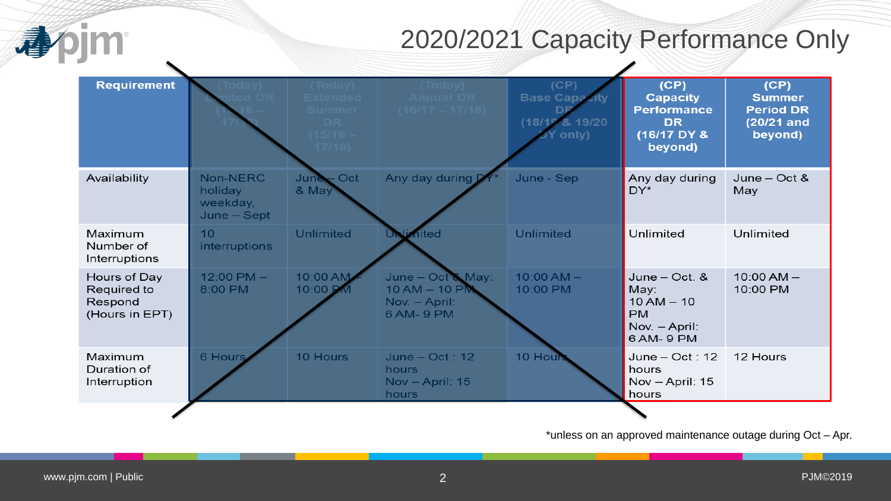# 2020/2021 Capacity Performance Only

| Requirement | (Today) Limited DR (16/16 – 17/18) | (Today) Extended Summer DR (15/16 – 17/18) | (Today) Annual DR (16/17 – 17/18) | (CP) Base Capacity DR (18/19 & 19/20 DY only) | (CP) Capacity Performance DR (16/17 DY & beyond) | (CP) Summer Period DR (20/21 and beyond) |
|---|---|---|---|---|---|---|
| Availability | Non-NERC holiday weekday, June – Sept | June – Oct & May | Any day during DY* | June - Sep | Any day during DY* | June – Oct & May |
| Maximum Number of Interruptions | 10 interruptions | Unlimited | Unlimited | Unlimited | Unlimited | Unlimited |
| Hours of Day Required to Respond (Hours in EPT) | 12:00 PM – 8:00 PM | 10:00 AM – 10:00 PM | June – Oct & May: 10 AM – 10 PM Nov. – April: 6 AM- 9 PM | 10:00 AM – 10:00 PM | June – Oct. & May: 10 AM – 10 PM Nov. – April: 6 AM- 9 PM | 10:00 AM – 10:00 PM |
| Maximum Duration of Interruption | 6 Hours | 10 Hours | June – Oct : 12 hours Nov – April: 15 hours | 10 Hours | June – Oct : 12 hours Nov – April: 15 hours | 12 Hours |

*unless on an approved maintenance outage during Oct – Apr.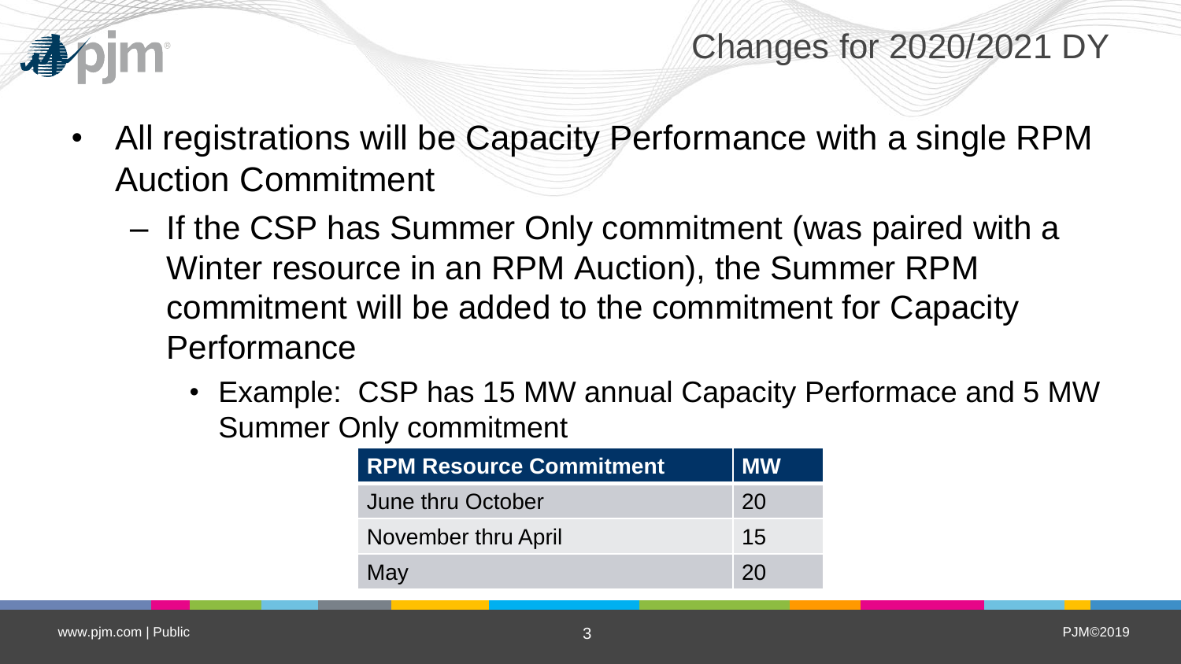# Changes for 2020/2021 DY

- All registrations will be Capacity Performance with a single RPM Auction Commitment
  - If the CSP has Summer Only commitment (was paired with a Winter resource in an RPM Auction), the Summer RPM commitment will be added to the commitment for Capacity Performance
    - Example: CSP has 15 MW annual Capacity Performace and 5 MW Summer Only commitment

| RPM Resource Commitment | MW |
|---|---|
| June thru October | 20 |
| November thru April | 15 |
| May | 20 |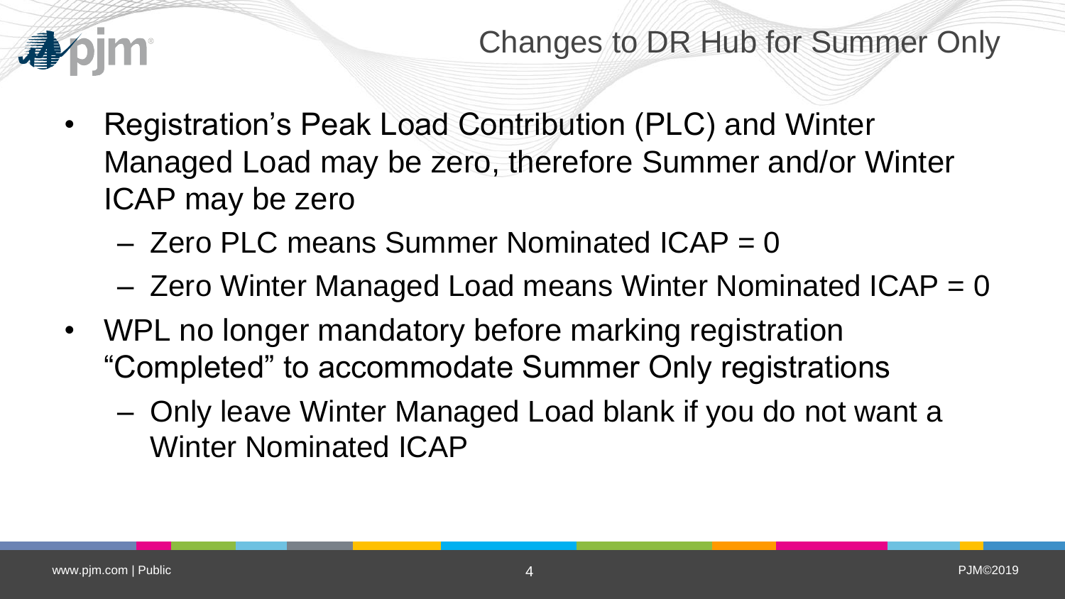# Changes to DR Hub for Summer Only

- Registration's Peak Load Contribution (PLC) and Winter Managed Load may be zero, therefore Summer and/or Winter ICAP may be zero
  - Zero PLC means Summer Nominated ICAP = 0
  - Zero Winter Managed Load means Winter Nominated ICAP = 0
- WPL no longer mandatory before marking registration "Completed" to accommodate Summer Only registrations
  - Only leave Winter Managed Load blank if you do not want a Winter Nominated ICAP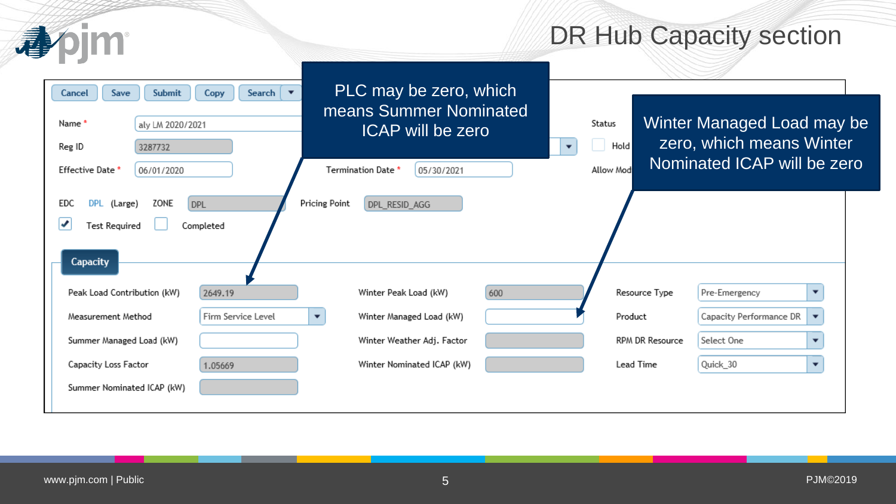# DR Hub Capacity section

PLC may be zero, which means Summer Nominated ICAP will be zero

Winter Managed Load may be zero, which means Winter Nominated ICAP will be zero

Cancel | Save | Submit | Copy | Search

| | | | | | |
|---|---|---|---|---|---|
| Name * | aly LM 2020/2021 | | | Status | Hold |
| Reg ID | 3287732 | | | Allow Mod | |
| Effective Date * | 06/01/2020 | Termination Date * | 05/30/2021 | | |
| EDC | DPL (Large) ZONE DPL | Pricing Point | DPL_RESID_AGG | | |
| Test Required | ✔ | Completed | | | |

**Capacity**

| | | | | | |
|---|---|---|---|---|---|
| Peak Load Contribution (kW) | 2649.19 | Winter Peak Load (kW) | 600 | Resource Type | Pre-Emergency |
| Measurement Method | Firm Service Level | Winter Managed Load (kW) | | Product | Capacity Performance DR |
| Summer Managed Load (kW) | | Winter Weather Adj. Factor | | RPM DR Resource | Select One |
| Capacity Loss Factor | 1.05669 | Winter Nominated ICAP (kW) | | Lead Time | Quick_30 |
| Summer Nominated ICAP (kW) | | | | | |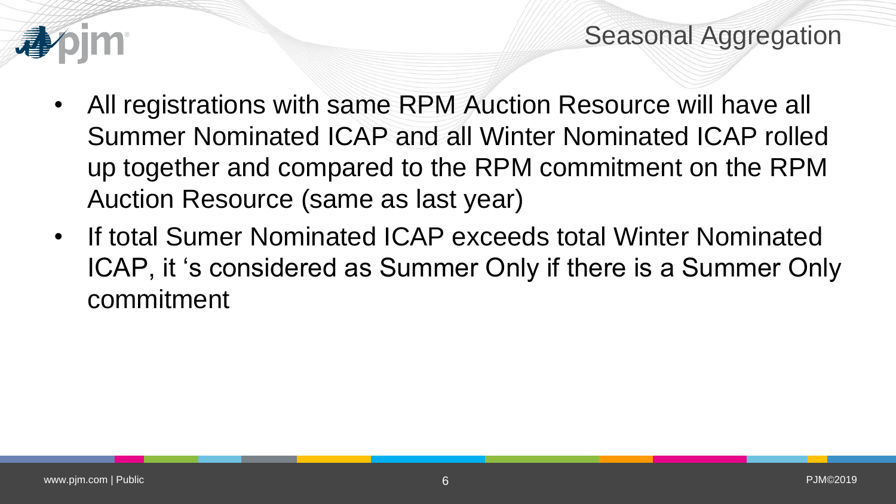## Seasonal Aggregation

- All registrations with same RPM Auction Resource will have all Summer Nominated ICAP and all Winter Nominated ICAP rolled up together and compared to the RPM commitment on the RPM Auction Resource (same as last year)
- If total Sumer Nominated ICAP exceeds total Winter Nominated ICAP, it 's considered as Summer Only if there is a Summer Only commitment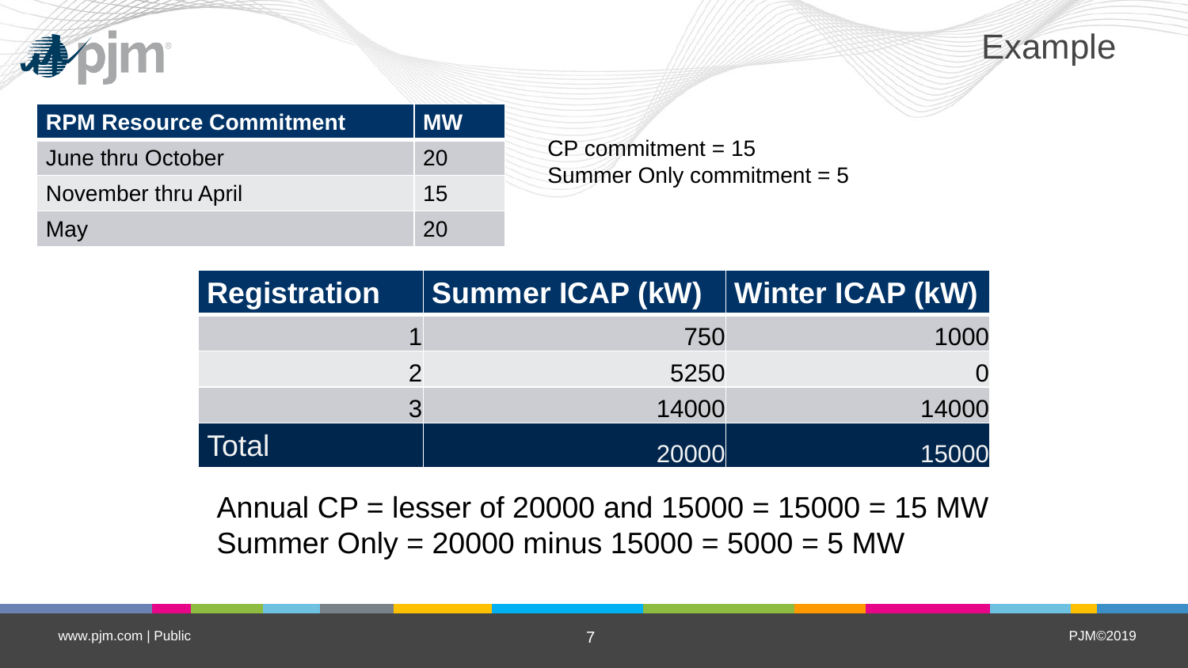# Example

| RPM Resource Commitment | MW |
|---|---|
| June thru October | 20 |
| November thru April | 15 |
| May | 20 |

CP commitment = 15
Summer Only commitment = 5

| Registration | Summer ICAP (kW) | Winter ICAP (kW) |
|---|---|---|
| 1 | 750 | 1000 |
| 2 | 5250 | 0 |
| 3 | 14000 | 14000 |
| Total | 20000 | 15000 |

Annual CP = lesser of 20000 and 15000 = 15000 = 15 MW
Summer Only = 20000 minus 15000 = 5000 = 5 MW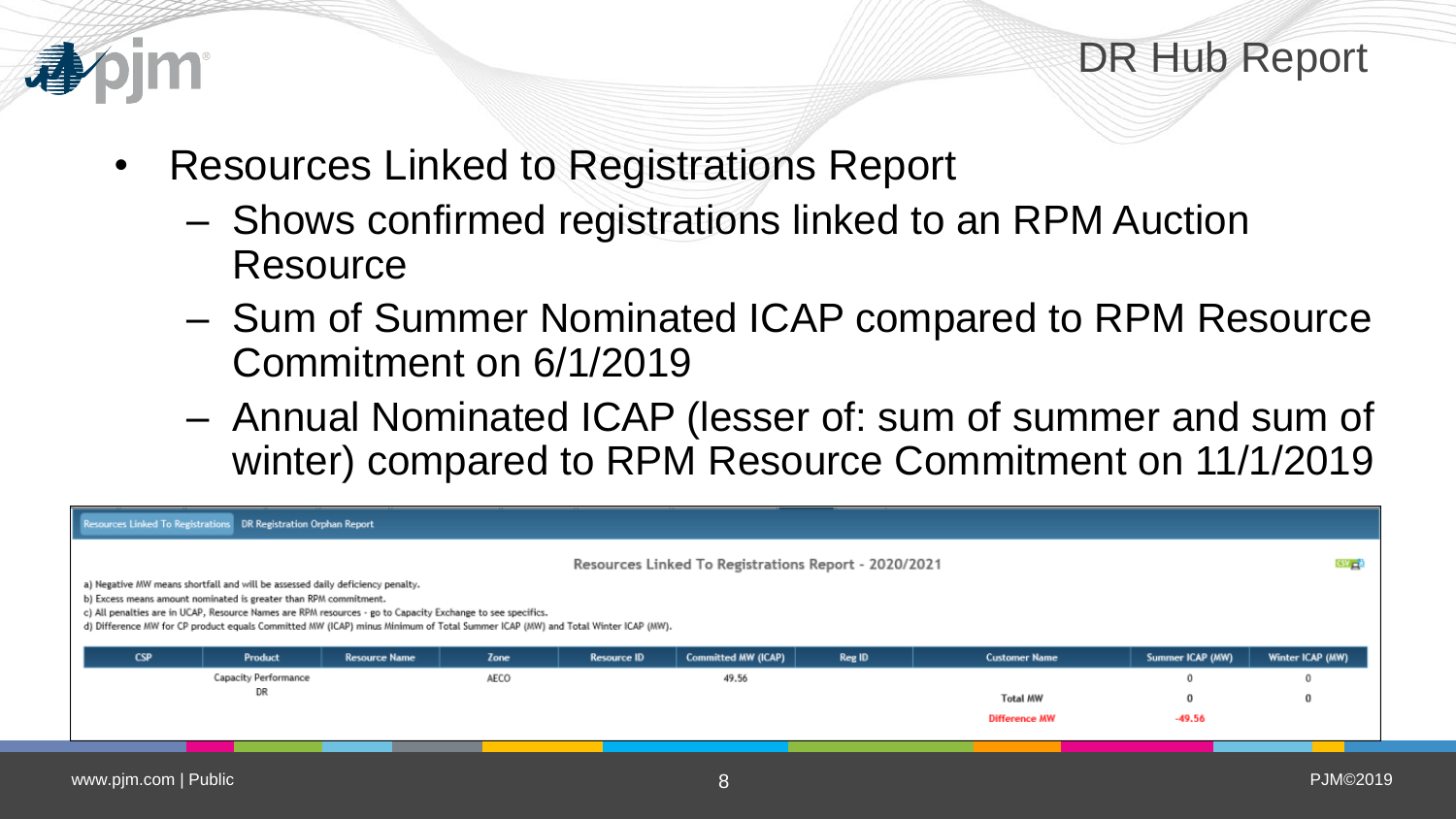# DR Hub Report

- Resources Linked to Registrations Report
  - Shows confirmed registrations linked to an RPM Auction Resource
  - Sum of Summer Nominated ICAP compared to RPM Resource Commitment on 6/1/2019
  - Annual Nominated ICAP (lesser of: sum of summer and sum of winter) compared to RPM Resource Commitment on 11/1/2019

Resources Linked To Registrations | DR Registration Orphan Report

**Resources Linked To Registrations Report - 2020/2021**

a) Negative MW means shortfall and will be assessed daily deficiency penalty.
b) Excess means amount nominated is greater than RPM commitment.
c) All penalties are in UCAP, Resource Names are RPM resources - go to Capacity Exchange to see specifics.
d) Difference MW for CP product equals Committed MW (ICAP) minus Minimum of Total Summer ICAP (MW) and Total Winter ICAP (MW).

| CSP | Product | Resource Name | Zone | Resource ID | Committed MW (ICAP) | Reg ID | Customer Name | Summer ICAP (MW) | Winter ICAP (MW) |
|---|---|---|---|---|---|---|---|---|---|
| | Capacity Performance DR | | AECO | | 49.56 | | | 0 | 0 |
| | | | | | | | Total MW | 0 | 0 |
| | | | | | | | Difference MW | -49.56 | |